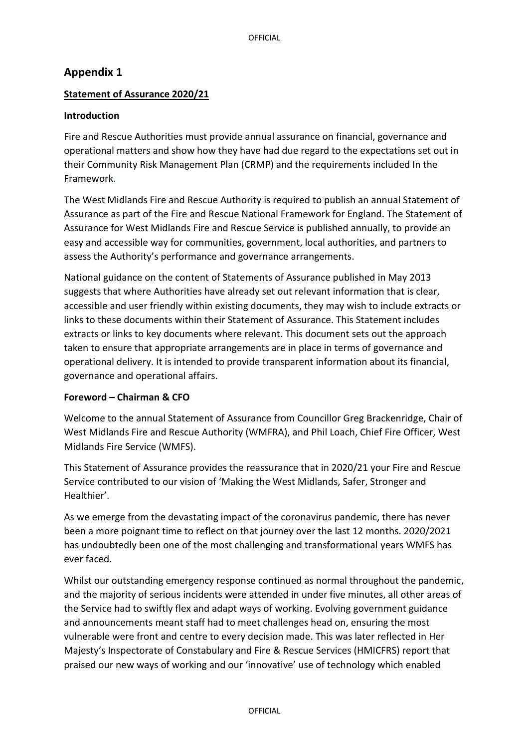# Appendix 1

**Statement of Assurance 2020/21**

**Introduction**

Fire and Rescue Authorities must provide annual assurance on financial, governance and operational matters and show how they have had due regard to the expectations set out in their Community Risk Management Plan (CRMP) and the requirements included In the Framework.

The West Midlands Fire and Rescue Authority is required to publish an annual Statement of Assurance as part of the Fire and Rescue National Framework for England. The Statement of Assurance for West Midlands Fire and Rescue Service is published annually, to provide an easy and accessible way for communities, government, local authorities, and partners to assess the Authority's performance and governance arrangements.

National guidance on the content of Statements of Assurance published in May 2013 suggests that where Authorities have already set out relevant information that is clear, accessible and user friendly within existing documents, they may wish to include extracts or links to these documents within their Statement of Assurance. This Statement includes extracts or links to key documents where relevant. This document sets out the approach taken to ensure that appropriate arrangements are in place in terms of governance and operational delivery. It is intended to provide transparent information about its financial, governance and operational affairs.

**Foreword – Chairman & CFO**

Welcome to the annual Statement of Assurance from Councillor Greg Brackenridge, Chair of West Midlands Fire and Rescue Authority (WMFRA), and Phil Loach, Chief Fire Officer, West Midlands Fire Service (WMFS).

This Statement of Assurance provides the reassurance that in 2020/21 your Fire and Rescue Service contributed to our vision of 'Making the West Midlands, Safer, Stronger and Healthier'.

As we emerge from the devastating impact of the coronavirus pandemic, there has never been a more poignant time to reflect on that journey over the last 12 months. 2020/2021 has undoubtedly been one of the most challenging and transformational years WMFS has ever faced.

Whilst our outstanding emergency response continued as normal throughout the pandemic, and the majority of serious incidents were attended in under five minutes, all other areas of the Service had to swiftly flex and adapt ways of working. Evolving government guidance and announcements meant staff had to meet challenges head on, ensuring the most vulnerable were front and centre to every decision made. This was later reflected in Her Majesty's Inspectorate of Constabulary and Fire & Rescue Services (HMICFRS) report that praised our new ways of working and our 'innovative' use of technology which enabled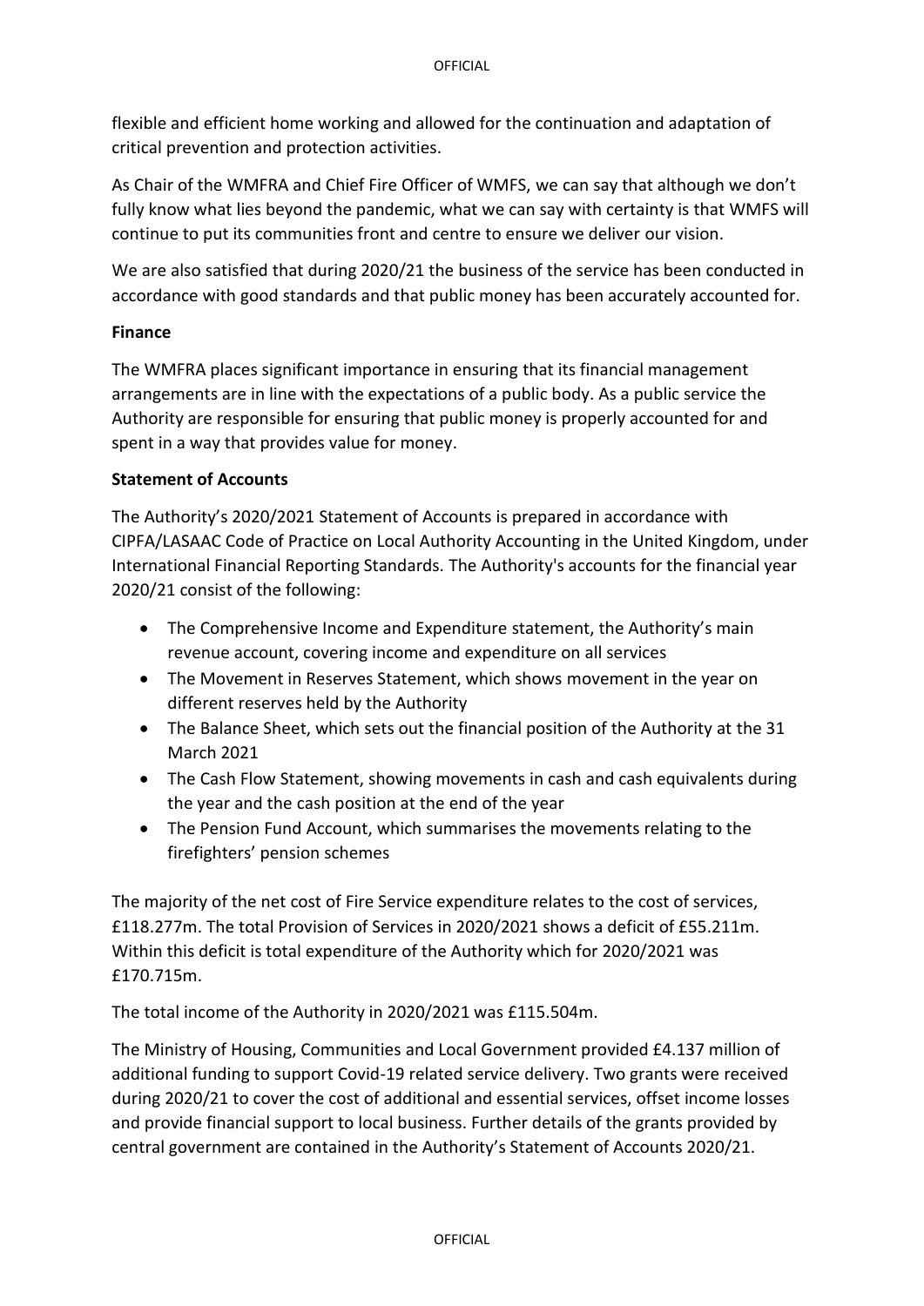flexible and efficient home working and allowed for the continuation and adaptation of critical prevention and protection activities.

As Chair of the WMFRA and Chief Fire Officer of WMFS, we can say that although we don't fully know what lies beyond the pandemic, what we can say with certainty is that WMFS will continue to put its communities front and centre to ensure we deliver our vision.

We are also satisfied that during 2020/21 the business of the service has been conducted in accordance with good standards and that public money has been accurately accounted for.

**Finance**

The WMFRA places significant importance in ensuring that its financial management arrangements are in line with the expectations of a public body. As a public service the Authority are responsible for ensuring that public money is properly accounted for and spent in a way that provides value for money.

**Statement of Accounts**

The Authority's 2020/2021 Statement of Accounts is prepared in accordance with CIPFA/LASAAC Code of Practice on Local Authority Accounting in the United Kingdom, under International Financial Reporting Standards. The Authority's accounts for the financial year 2020/21 consist of the following:

- The Comprehensive Income and Expenditure statement, the Authority's main revenue account, covering income and expenditure on all services
- The Movement in Reserves Statement, which shows movement in the year on different reserves held by the Authority
- The Balance Sheet, which sets out the financial position of the Authority at the 31 March 2021
- The Cash Flow Statement, showing movements in cash and cash equivalents during the year and the cash position at the end of the year
- The Pension Fund Account, which summarises the movements relating to the firefighters' pension schemes

The majority of the net cost of Fire Service expenditure relates to the cost of services, £118.277m. The total Provision of Services in 2020/2021 shows a deficit of £55.211m. Within this deficit is total expenditure of the Authority which for 2020/2021 was £170.715m.

The total income of the Authority in 2020/2021 was £115.504m.

The Ministry of Housing, Communities and Local Government provided £4.137 million of additional funding to support Covid-19 related service delivery. Two grants were received during 2020/21 to cover the cost of additional and essential services, offset income losses and provide financial support to local business. Further details of the grants provided by central government are contained in the Authority's Statement of Accounts 2020/21.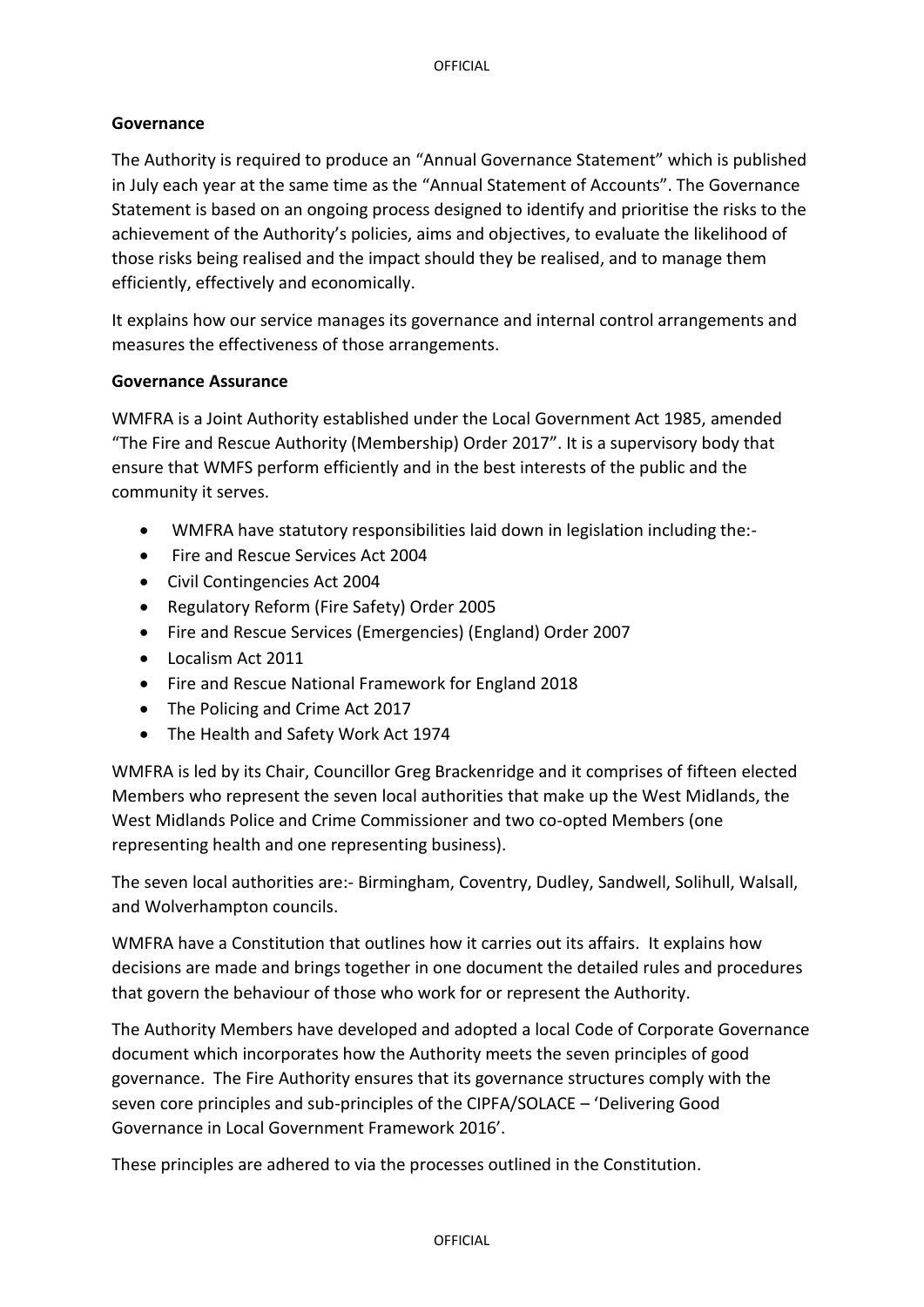**Governance**

The Authority is required to produce an "Annual Governance Statement" which is published in July each year at the same time as the "Annual Statement of Accounts". The Governance Statement is based on an ongoing process designed to identify and prioritise the risks to the achievement of the Authority's policies, aims and objectives, to evaluate the likelihood of those risks being realised and the impact should they be realised, and to manage them efficiently, effectively and economically.

It explains how our service manages its governance and internal control arrangements and measures the effectiveness of those arrangements.

**Governance Assurance**

WMFRA is a Joint Authority established under the Local Government Act 1985, amended "The Fire and Rescue Authority (Membership) Order 2017". It is a supervisory body that ensure that WMFS perform efficiently and in the best interests of the public and the community it serves.

- WMFRA have statutory responsibilities laid down in legislation including the:-
- Fire and Rescue Services Act 2004
- Civil Contingencies Act 2004
- Regulatory Reform (Fire Safety) Order 2005
- Fire and Rescue Services (Emergencies) (England) Order 2007
- Localism Act 2011
- Fire and Rescue National Framework for England 2018
- The Policing and Crime Act 2017
- The Health and Safety Work Act 1974

WMFRA is led by its Chair, Councillor Greg Brackenridge and it comprises of fifteen elected Members who represent the seven local authorities that make up the West Midlands, the West Midlands Police and Crime Commissioner and two co-opted Members (one representing health and one representing business).

The seven local authorities are:- Birmingham, Coventry, Dudley, Sandwell, Solihull, Walsall, and Wolverhampton councils.

WMFRA have a Constitution that outlines how it carries out its affairs. It explains how decisions are made and brings together in one document the detailed rules and procedures that govern the behaviour of those who work for or represent the Authority.

The Authority Members have developed and adopted a local Code of Corporate Governance document which incorporates how the Authority meets the seven principles of good governance. The Fire Authority ensures that its governance structures comply with the seven core principles and sub-principles of the CIPFA/SOLACE – 'Delivering Good Governance in Local Government Framework 2016'.

These principles are adhered to via the processes outlined in the Constitution.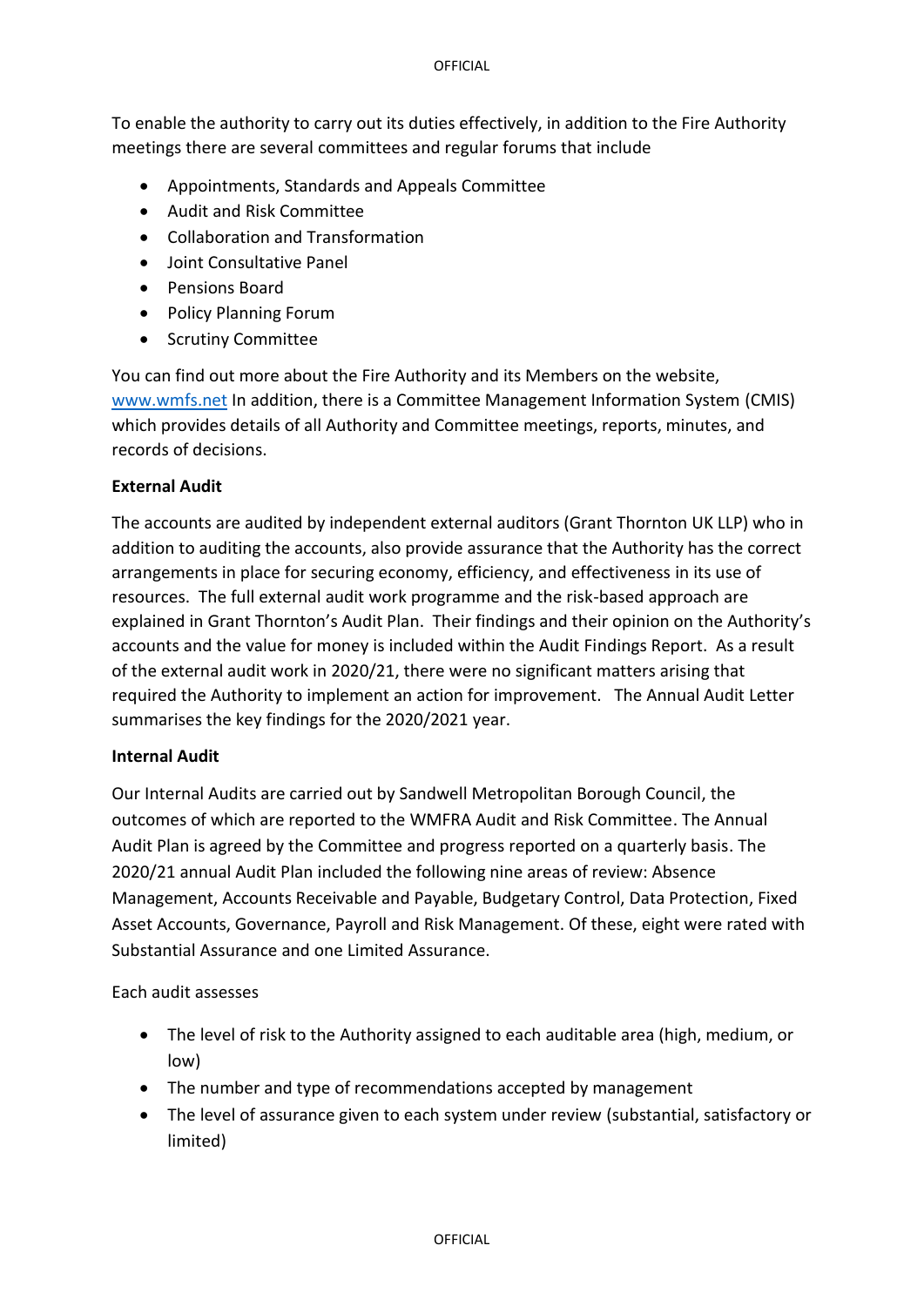To enable the authority to carry out its duties effectively, in addition to the Fire Authority meetings there are several committees and regular forums that include

- Appointments, Standards and Appeals Committee
- Audit and Risk Committee
- Collaboration and Transformation
- Joint Consultative Panel
- Pensions Board
- Policy Planning Forum
- Scrutiny Committee

You can find out more about the Fire Authority and its Members on the website, www.wmfs.net In addition, there is a Committee Management Information System (CMIS) which provides details of all Authority and Committee meetings, reports, minutes, and records of decisions.

**External Audit**

The accounts are audited by independent external auditors (Grant Thornton UK LLP) who in addition to auditing the accounts, also provide assurance that the Authority has the correct arrangements in place for securing economy, efficiency, and effectiveness in its use of resources. The full external audit work programme and the risk-based approach are explained in Grant Thornton's Audit Plan. Their findings and their opinion on the Authority's accounts and the value for money is included within the Audit Findings Report. As a result of the external audit work in 2020/21, there were no significant matters arising that required the Authority to implement an action for improvement. The Annual Audit Letter summarises the key findings for the 2020/2021 year.

**Internal Audit**

Our Internal Audits are carried out by Sandwell Metropolitan Borough Council, the outcomes of which are reported to the WMFRA Audit and Risk Committee. The Annual Audit Plan is agreed by the Committee and progress reported on a quarterly basis. The 2020/21 annual Audit Plan included the following nine areas of review: Absence Management, Accounts Receivable and Payable, Budgetary Control, Data Protection, Fixed Asset Accounts, Governance, Payroll and Risk Management. Of these, eight were rated with Substantial Assurance and one Limited Assurance.

Each audit assesses

- The level of risk to the Authority assigned to each auditable area (high, medium, or low)
- The number and type of recommendations accepted by management
- The level of assurance given to each system under review (substantial, satisfactory or limited)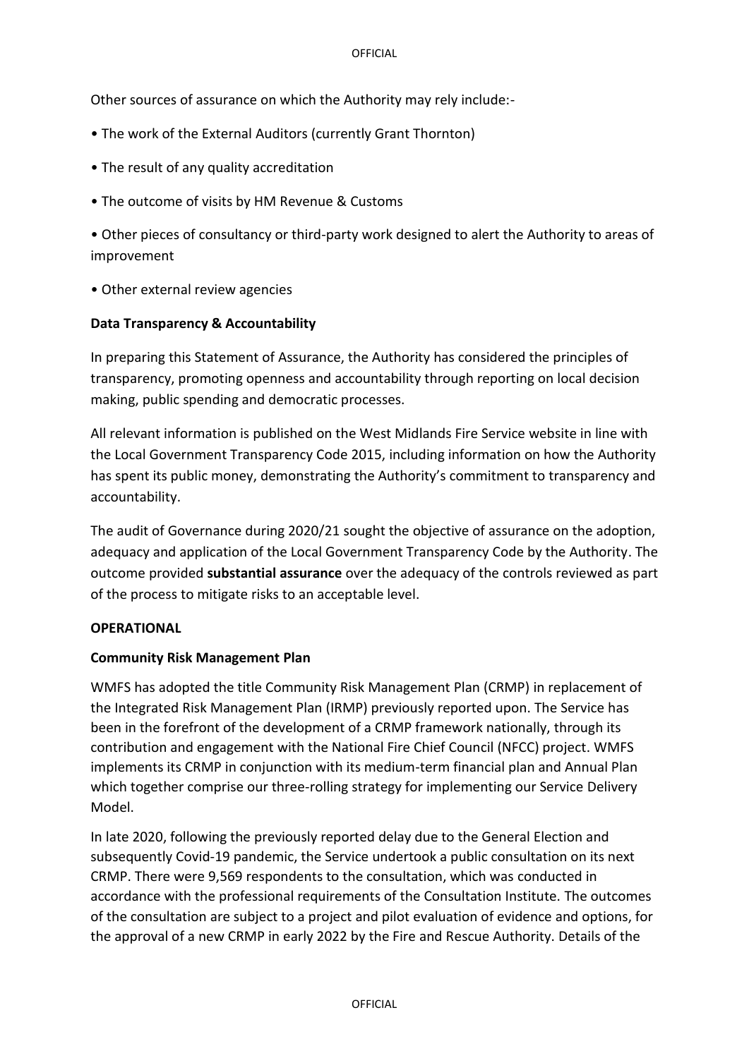Other sources of assurance on which the Authority may rely include:-

• The work of the External Auditors (currently Grant Thornton)

• The result of any quality accreditation

• The outcome of visits by HM Revenue & Customs

• Other pieces of consultancy or third-party work designed to alert the Authority to areas of improvement

• Other external review agencies

**Data Transparency & Accountability**

In preparing this Statement of Assurance, the Authority has considered the principles of transparency, promoting openness and accountability through reporting on local decision making, public spending and democratic processes.

All relevant information is published on the West Midlands Fire Service website in line with the Local Government Transparency Code 2015, including information on how the Authority has spent its public money, demonstrating the Authority's commitment to transparency and accountability.

The audit of Governance during 2020/21 sought the objective of assurance on the adoption, adequacy and application of the Local Government Transparency Code by the Authority. The outcome provided **substantial assurance** over the adequacy of the controls reviewed as part of the process to mitigate risks to an acceptable level.

**OPERATIONAL**

**Community Risk Management Plan**

WMFS has adopted the title Community Risk Management Plan (CRMP) in replacement of the Integrated Risk Management Plan (IRMP) previously reported upon. The Service has been in the forefront of the development of a CRMP framework nationally, through its contribution and engagement with the National Fire Chief Council (NFCC) project. WMFS implements its CRMP in conjunction with its medium-term financial plan and Annual Plan which together comprise our three-rolling strategy for implementing our Service Delivery Model.

In late 2020, following the previously reported delay due to the General Election and subsequently Covid-19 pandemic, the Service undertook a public consultation on its next CRMP. There were 9,569 respondents to the consultation, which was conducted in accordance with the professional requirements of the Consultation Institute. The outcomes of the consultation are subject to a project and pilot evaluation of evidence and options, for the approval of a new CRMP in early 2022 by the Fire and Rescue Authority. Details of the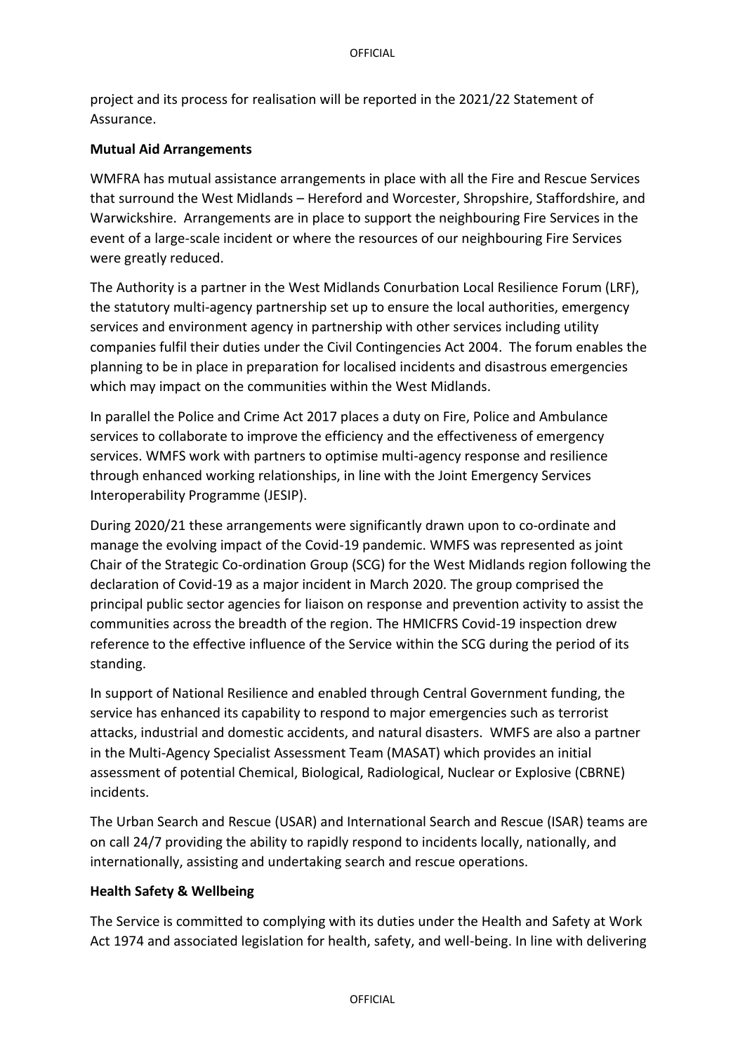project and its process for realisation will be reported in the 2021/22 Statement of Assurance.

**Mutual Aid Arrangements**

WMFRA has mutual assistance arrangements in place with all the Fire and Rescue Services that surround the West Midlands – Hereford and Worcester, Shropshire, Staffordshire, and Warwickshire. Arrangements are in place to support the neighbouring Fire Services in the event of a large-scale incident or where the resources of our neighbouring Fire Services were greatly reduced.

The Authority is a partner in the West Midlands Conurbation Local Resilience Forum (LRF), the statutory multi-agency partnership set up to ensure the local authorities, emergency services and environment agency in partnership with other services including utility companies fulfil their duties under the Civil Contingencies Act 2004. The forum enables the planning to be in place in preparation for localised incidents and disastrous emergencies which may impact on the communities within the West Midlands.

In parallel the Police and Crime Act 2017 places a duty on Fire, Police and Ambulance services to collaborate to improve the efficiency and the effectiveness of emergency services. WMFS work with partners to optimise multi-agency response and resilience through enhanced working relationships, in line with the Joint Emergency Services Interoperability Programme (JESIP).

During 2020/21 these arrangements were significantly drawn upon to co-ordinate and manage the evolving impact of the Covid-19 pandemic. WMFS was represented as joint Chair of the Strategic Co-ordination Group (SCG) for the West Midlands region following the declaration of Covid-19 as a major incident in March 2020. The group comprised the principal public sector agencies for liaison on response and prevention activity to assist the communities across the breadth of the region. The HMICFRS Covid-19 inspection drew reference to the effective influence of the Service within the SCG during the period of its standing.

In support of National Resilience and enabled through Central Government funding, the service has enhanced its capability to respond to major emergencies such as terrorist attacks, industrial and domestic accidents, and natural disasters. WMFS are also a partner in the Multi-Agency Specialist Assessment Team (MASAT) which provides an initial assessment of potential Chemical, Biological, Radiological, Nuclear or Explosive (CBRNE) incidents.

The Urban Search and Rescue (USAR) and International Search and Rescue (ISAR) teams are on call 24/7 providing the ability to rapidly respond to incidents locally, nationally, and internationally, assisting and undertaking search and rescue operations.

**Health Safety & Wellbeing**

The Service is committed to complying with its duties under the Health and Safety at Work Act 1974 and associated legislation for health, safety, and well-being. In line with delivering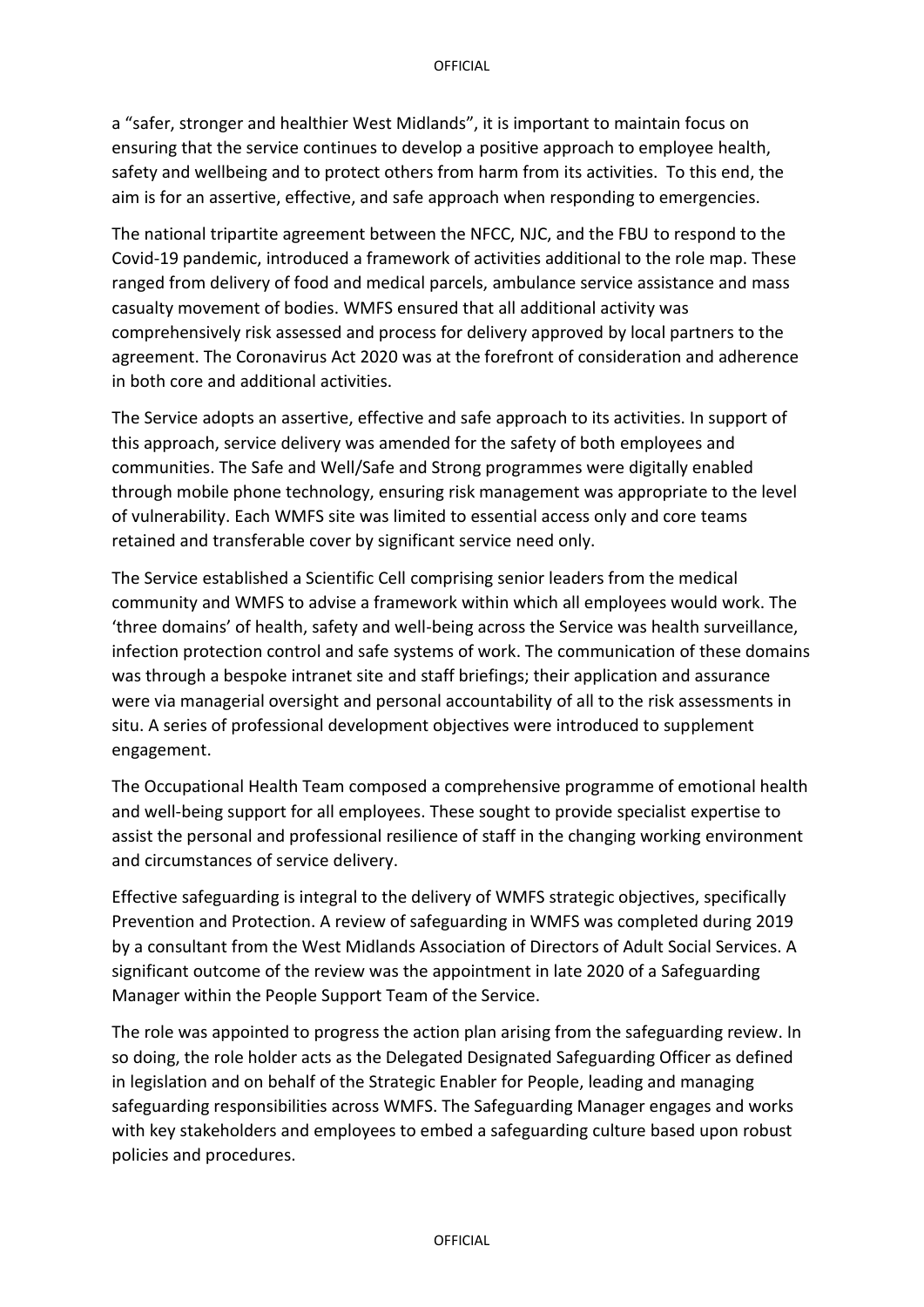a "safer, stronger and healthier West Midlands", it is important to maintain focus on ensuring that the service continues to develop a positive approach to employee health, safety and wellbeing and to protect others from harm from its activities. To this end, the aim is for an assertive, effective, and safe approach when responding to emergencies.

The national tripartite agreement between the NFCC, NJC, and the FBU to respond to the Covid-19 pandemic, introduced a framework of activities additional to the role map. These ranged from delivery of food and medical parcels, ambulance service assistance and mass casualty movement of bodies. WMFS ensured that all additional activity was comprehensively risk assessed and process for delivery approved by local partners to the agreement. The Coronavirus Act 2020 was at the forefront of consideration and adherence in both core and additional activities.

The Service adopts an assertive, effective and safe approach to its activities. In support of this approach, service delivery was amended for the safety of both employees and communities. The Safe and Well/Safe and Strong programmes were digitally enabled through mobile phone technology, ensuring risk management was appropriate to the level of vulnerability. Each WMFS site was limited to essential access only and core teams retained and transferable cover by significant service need only.

The Service established a Scientific Cell comprising senior leaders from the medical community and WMFS to advise a framework within which all employees would work. The 'three domains' of health, safety and well-being across the Service was health surveillance, infection protection control and safe systems of work. The communication of these domains was through a bespoke intranet site and staff briefings; their application and assurance were via managerial oversight and personal accountability of all to the risk assessments in situ. A series of professional development objectives were introduced to supplement engagement.

The Occupational Health Team composed a comprehensive programme of emotional health and well-being support for all employees. These sought to provide specialist expertise to assist the personal and professional resilience of staff in the changing working environment and circumstances of service delivery.

Effective safeguarding is integral to the delivery of WMFS strategic objectives, specifically Prevention and Protection. A review of safeguarding in WMFS was completed during 2019 by a consultant from the West Midlands Association of Directors of Adult Social Services. A significant outcome of the review was the appointment in late 2020 of a Safeguarding Manager within the People Support Team of the Service.

The role was appointed to progress the action plan arising from the safeguarding review. In so doing, the role holder acts as the Delegated Designated Safeguarding Officer as defined in legislation and on behalf of the Strategic Enabler for People, leading and managing safeguarding responsibilities across WMFS. The Safeguarding Manager engages and works with key stakeholders and employees to embed a safeguarding culture based upon robust policies and procedures.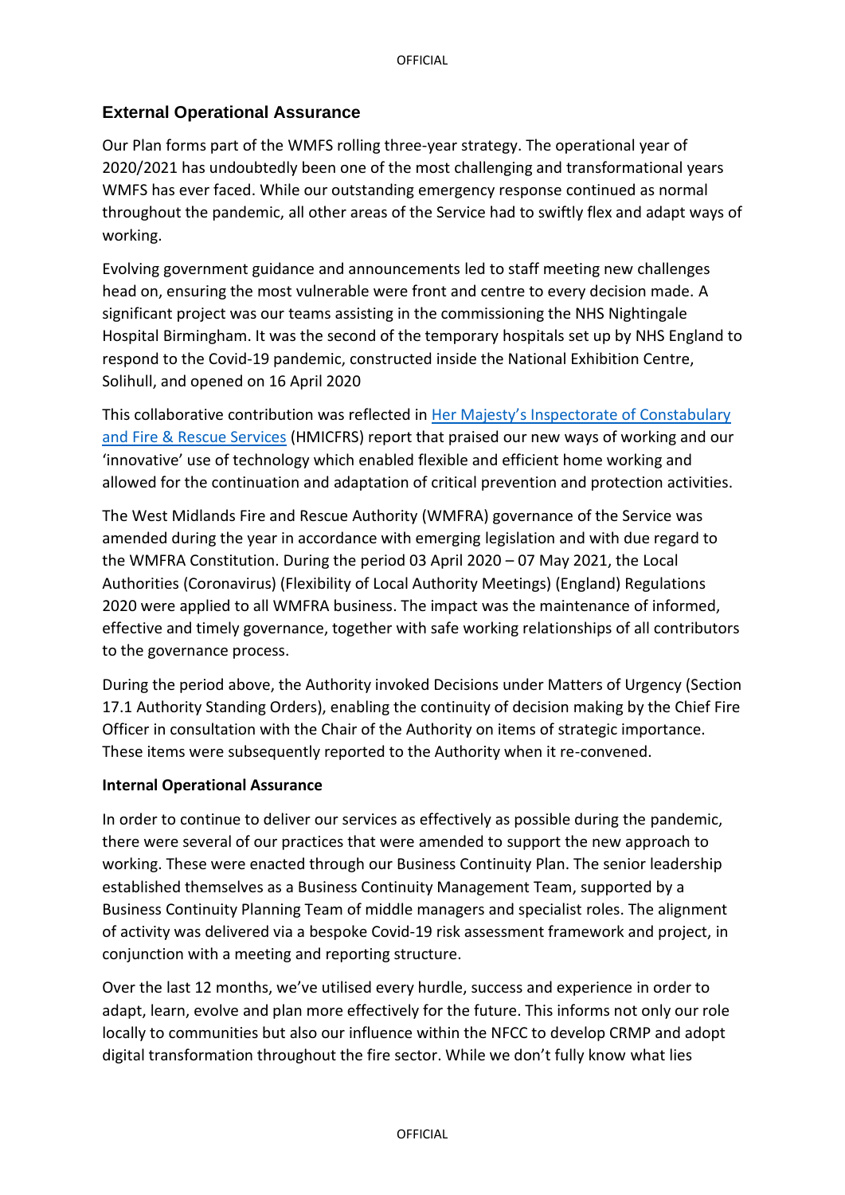## External Operational Assurance

Our Plan forms part of the WMFS rolling three-year strategy. The operational year of 2020/2021 has undoubtedly been one of the most challenging and transformational years WMFS has ever faced. While our outstanding emergency response continued as normal throughout the pandemic, all other areas of the Service had to swiftly flex and adapt ways of working.

Evolving government guidance and announcements led to staff meeting new challenges head on, ensuring the most vulnerable were front and centre to every decision made. A significant project was our teams assisting in the commissioning the NHS Nightingale Hospital Birmingham. It was the second of the temporary hospitals set up by NHS England to respond to the Covid-19 pandemic, constructed inside the National Exhibition Centre, Solihull, and opened on 16 April 2020

This collaborative contribution was reflected in Her Majesty's Inspectorate of Constabulary and Fire & Rescue Services (HMICFRS) report that praised our new ways of working and our 'innovative' use of technology which enabled flexible and efficient home working and allowed for the continuation and adaptation of critical prevention and protection activities.

The West Midlands Fire and Rescue Authority (WMFRA) governance of the Service was amended during the year in accordance with emerging legislation and with due regard to the WMFRA Constitution. During the period 03 April 2020 – 07 May 2021, the Local Authorities (Coronavirus) (Flexibility of Local Authority Meetings) (England) Regulations 2020 were applied to all WMFRA business. The impact was the maintenance of informed, effective and timely governance, together with safe working relationships of all contributors to the governance process.

During the period above, the Authority invoked Decisions under Matters of Urgency (Section 17.1 Authority Standing Orders), enabling the continuity of decision making by the Chief Fire Officer in consultation with the Chair of the Authority on items of strategic importance. These items were subsequently reported to the Authority when it re-convened.

**Internal Operational Assurance**

In order to continue to deliver our services as effectively as possible during the pandemic, there were several of our practices that were amended to support the new approach to working. These were enacted through our Business Continuity Plan. The senior leadership established themselves as a Business Continuity Management Team, supported by a Business Continuity Planning Team of middle managers and specialist roles. The alignment of activity was delivered via a bespoke Covid-19 risk assessment framework and project, in conjunction with a meeting and reporting structure.

Over the last 12 months, we've utilised every hurdle, success and experience in order to adapt, learn, evolve and plan more effectively for the future. This informs not only our role locally to communities but also our influence within the NFCC to develop CRMP and adopt digital transformation throughout the fire sector. While we don't fully know what lies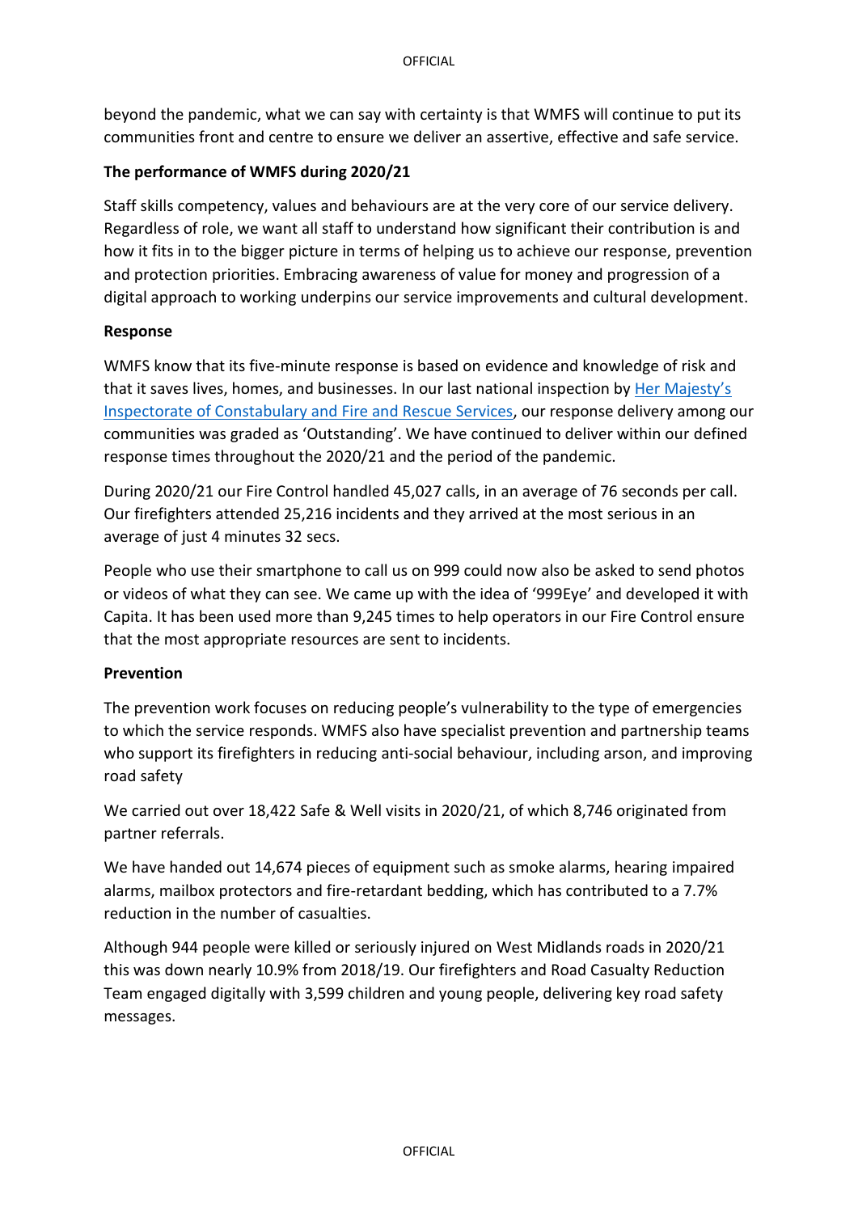beyond the pandemic, what we can say with certainty is that WMFS will continue to put its communities front and centre to ensure we deliver an assertive, effective and safe service.

**The performance of WMFS during 2020/21**

Staff skills competency, values and behaviours are at the very core of our service delivery. Regardless of role, we want all staff to understand how significant their contribution is and how it fits in to the bigger picture in terms of helping us to achieve our response, prevention and protection priorities. Embracing awareness of value for money and progression of a digital approach to working underpins our service improvements and cultural development.

**Response**

WMFS know that its five-minute response is based on evidence and knowledge of risk and that it saves lives, homes, and businesses. In our last national inspection by Her Majesty's Inspectorate of Constabulary and Fire and Rescue Services, our response delivery among our communities was graded as 'Outstanding'. We have continued to deliver within our defined response times throughout the 2020/21 and the period of the pandemic.

During 2020/21 our Fire Control handled 45,027 calls, in an average of 76 seconds per call. Our firefighters attended 25,216 incidents and they arrived at the most serious in an average of just 4 minutes 32 secs.

People who use their smartphone to call us on 999 could now also be asked to send photos or videos of what they can see. We came up with the idea of '999Eye' and developed it with Capita. It has been used more than 9,245 times to help operators in our Fire Control ensure that the most appropriate resources are sent to incidents.

**Prevention**

The prevention work focuses on reducing people's vulnerability to the type of emergencies to which the service responds. WMFS also have specialist prevention and partnership teams who support its firefighters in reducing anti-social behaviour, including arson, and improving road safety

We carried out over 18,422 Safe & Well visits in 2020/21, of which 8,746 originated from partner referrals.

We have handed out 14,674 pieces of equipment such as smoke alarms, hearing impaired alarms, mailbox protectors and fire-retardant bedding, which has contributed to a 7.7% reduction in the number of casualties.

Although 944 people were killed or seriously injured on West Midlands roads in 2020/21 this was down nearly 10.9% from 2018/19. Our firefighters and Road Casualty Reduction Team engaged digitally with 3,599 children and young people, delivering key road safety messages.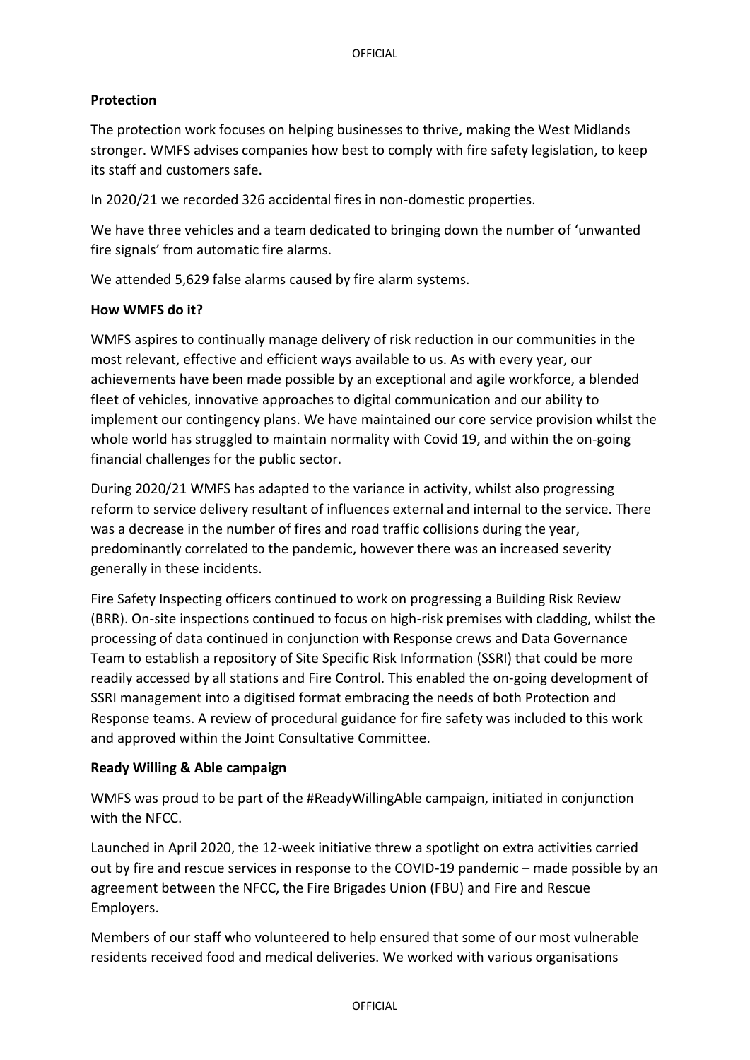**Protection**

The protection work focuses on helping businesses to thrive, making the West Midlands stronger. WMFS advises companies how best to comply with fire safety legislation, to keep its staff and customers safe.

In 2020/21 we recorded 326 accidental fires in non-domestic properties.

We have three vehicles and a team dedicated to bringing down the number of 'unwanted fire signals' from automatic fire alarms.

We attended 5,629 false alarms caused by fire alarm systems.

**How WMFS do it?**

WMFS aspires to continually manage delivery of risk reduction in our communities in the most relevant, effective and efficient ways available to us. As with every year, our achievements have been made possible by an exceptional and agile workforce, a blended fleet of vehicles, innovative approaches to digital communication and our ability to implement our contingency plans. We have maintained our core service provision whilst the whole world has struggled to maintain normality with Covid 19, and within the on-going financial challenges for the public sector.

During 2020/21 WMFS has adapted to the variance in activity, whilst also progressing reform to service delivery resultant of influences external and internal to the service. There was a decrease in the number of fires and road traffic collisions during the year, predominantly correlated to the pandemic, however there was an increased severity generally in these incidents.

Fire Safety Inspecting officers continued to work on progressing a Building Risk Review (BRR). On-site inspections continued to focus on high-risk premises with cladding, whilst the processing of data continued in conjunction with Response crews and Data Governance Team to establish a repository of Site Specific Risk Information (SSRI) that could be more readily accessed by all stations and Fire Control. This enabled the on-going development of SSRI management into a digitised format embracing the needs of both Protection and Response teams. A review of procedural guidance for fire safety was included to this work and approved within the Joint Consultative Committee.

**Ready Willing & Able campaign**

WMFS was proud to be part of the #ReadyWillingAble campaign, initiated in conjunction with the NFCC.

Launched in April 2020, the 12-week initiative threw a spotlight on extra activities carried out by fire and rescue services in response to the COVID-19 pandemic – made possible by an agreement between the NFCC, the Fire Brigades Union (FBU) and Fire and Rescue Employers.

Members of our staff who volunteered to help ensured that some of our most vulnerable residents received food and medical deliveries. We worked with various organisations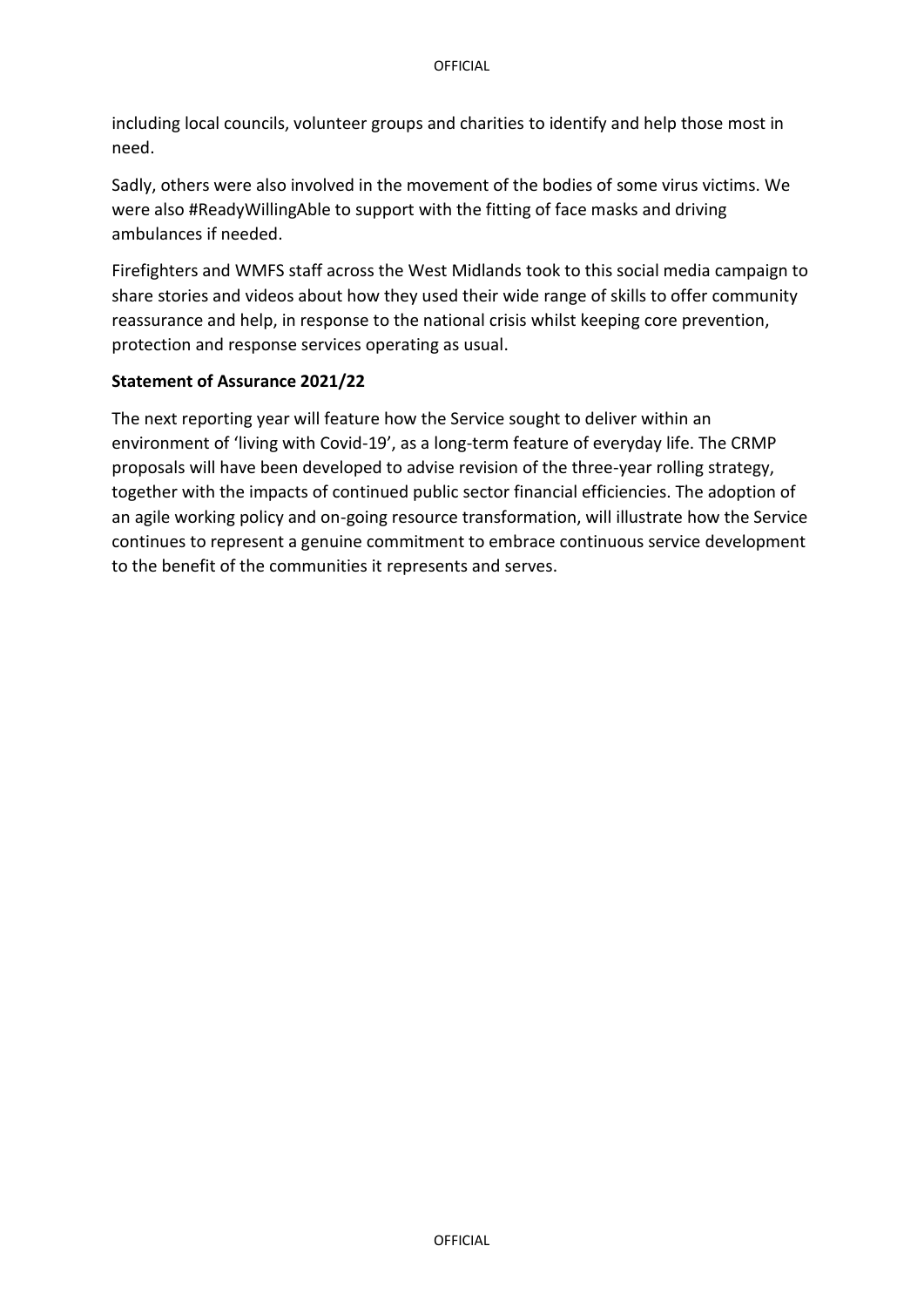including local councils, volunteer groups and charities to identify and help those most in need.

Sadly, others were also involved in the movement of the bodies of some virus victims. We were also #ReadyWillingAble to support with the fitting of face masks and driving ambulances if needed.

Firefighters and WMFS staff across the West Midlands took to this social media campaign to share stories and videos about how they used their wide range of skills to offer community reassurance and help, in response to the national crisis whilst keeping core prevention, protection and response services operating as usual.

**Statement of Assurance 2021/22**

The next reporting year will feature how the Service sought to deliver within an environment of 'living with Covid-19', as a long-term feature of everyday life. The CRMP proposals will have been developed to advise revision of the three-year rolling strategy, together with the impacts of continued public sector financial efficiencies. The adoption of an agile working policy and on-going resource transformation, will illustrate how the Service continues to represent a genuine commitment to embrace continuous service development to the benefit of the communities it represents and serves.